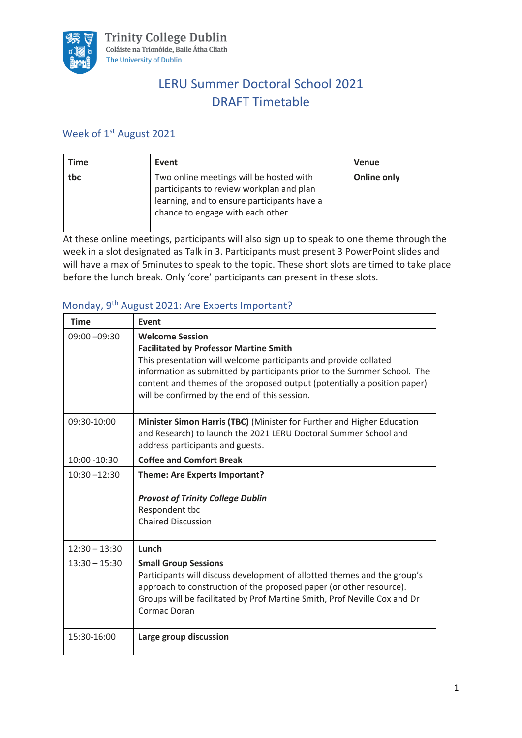Trinity College Dublin
Coláiste na Tríonóide, Baile Átha Cliath
The University of Dublin

# LERU Summer Doctoral School 2021
# DRAFT Timetable

## Week of 1st August 2021

| Time | Event | Venue |
|---|---|---|
| **tbc** | Two online meetings will be hosted with participants to review workplan and plan learning, and to ensure participants have a chance to engage with each other | **Online only** |

At these online meetings, participants will also sign up to speak to one theme through the week in a slot designated as Talk in 3. Participants must present 3 PowerPoint slides and will have a max of 5minutes to speak to the topic. These short slots are timed to take place before the lunch break. Only 'core' participants can present in these slots.

## Monday, 9th August 2021: Are Experts Important?

| Time | Event |
|---|---|
| 09:00 –09:30 | **Welcome Session**<br>**Facilitated by Professor Martine Smith**<br>This presentation will welcome participants and provide collated information as submitted by participants prior to the Summer School. The content and themes of the proposed output (potentially a position paper) will be confirmed by the end of this session. |
| 09:30-10:00 | **Minister Simon Harris (TBC)** (Minister for Further and Higher Education and Research) to launch the 2021 LERU Doctoral Summer School and address participants and guests. |
| 10:00 -10:30 | **Coffee and Comfort Break** |
| 10:30 –12:30 | **Theme: Are Experts Important?**<br><br>***Provost of Trinity College Dublin***<br>Respondent tbc<br>Chaired Discussion |
| 12:30 – 13:30 | **Lunch** |
| 13:30 – 15:30 | **Small Group Sessions**<br>Participants will discuss development of allotted themes and the group's approach to construction of the proposed paper (or other resource). Groups will be facilitated by Prof Martine Smith, Prof Neville Cox and Dr Cormac Doran |
| 15:30-16:00 | **Large group discussion** |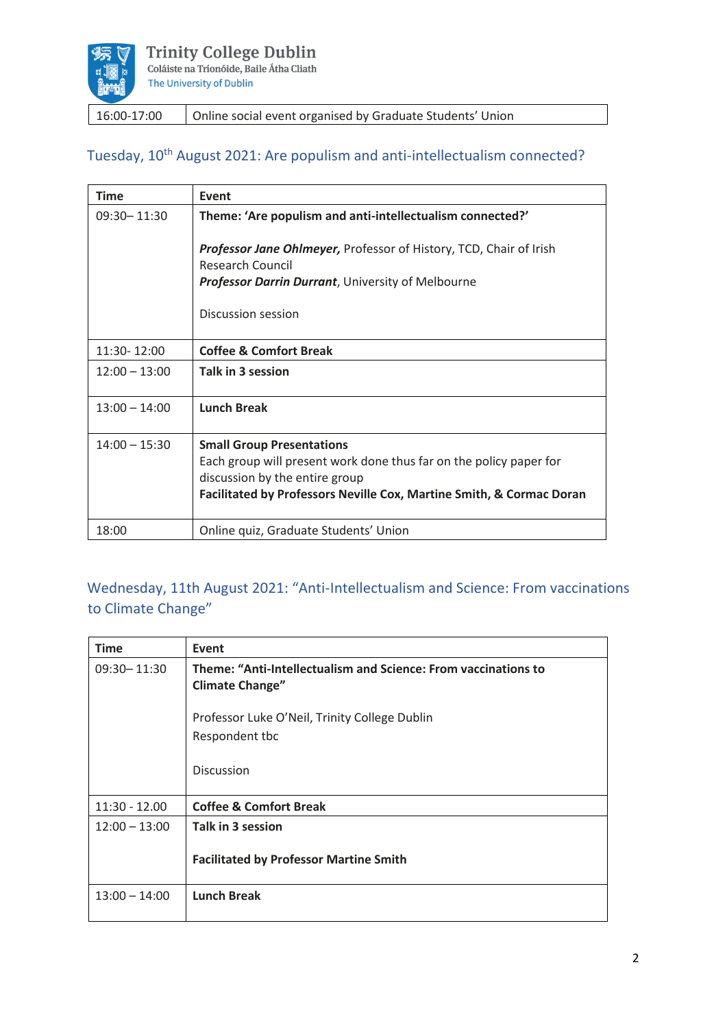| 16:00-17:00 | Online social event organised by Graduate Students' Union |
|---|---|

## Tuesday, 10th August 2021: Are populism and anti-intellectualism connected?

| Time | Event |
|---|---|
| 09:30– 11:30 | **Theme: 'Are populism and anti-intellectualism connected?'**<br><br>***Professor Jane Ohlmeyer,*** Professor of History, TCD, Chair of Irish Research Council<br>***Professor Darrin Durrant***, University of Melbourne<br><br>Discussion session |
| 11:30- 12:00 | **Coffee & Comfort Break** |
| 12:00 – 13:00 | **Talk in 3 session** |
| 13:00 – 14:00 | **Lunch Break** |
| 14:00 – 15:30 | **Small Group Presentations**<br>Each group will present work done thus far on the policy paper for discussion by the entire group<br>**Facilitated by Professors Neville Cox, Martine Smith, & Cormac Doran** |
| 18:00 | Online quiz, Graduate Students' Union |

## Wednesday, 11th August 2021: "Anti-Intellectualism and Science: From vaccinations to Climate Change"

| Time | Event |
|---|---|
| 09:30– 11:30 | **Theme: "Anti-Intellectualism and Science: From vaccinations to Climate Change"**<br><br>Professor Luke O'Neil, Trinity College Dublin<br>Respondent tbc<br><br>Discussion |
| 11:30 - 12.00 | **Coffee & Comfort Break** |
| 12:00 – 13:00 | **Talk in 3 session**<br><br>**Facilitated by Professor Martine Smith** |
| 13:00 – 14:00 | **Lunch Break** |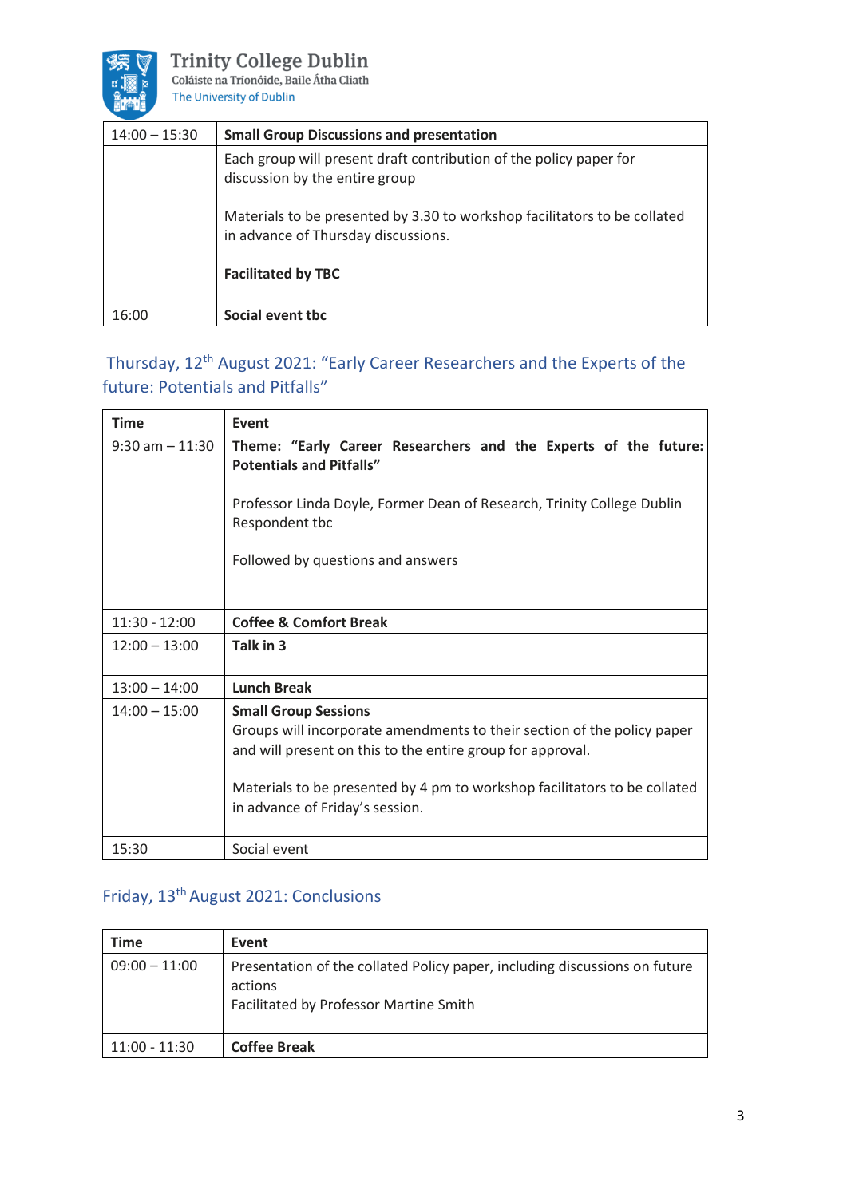| 14:00 – 15:30 | **Small Group Discussions and presentation** |
| --- | --- |
| | Each group will present draft contribution of the policy paper for discussion by the entire group<br><br>Materials to be presented by 3.30 to workshop facilitators to be collated in advance of Thursday discussions.<br><br>**Facilitated by TBC** |
| 16:00 | **Social event tbc** |

## Thursday, 12th August 2021: "Early Career Researchers and the Experts of the future: Potentials and Pitfalls"

| Time | Event |
| --- | --- |
| 9:30 am – 11:30 | **Theme: "Early Career Researchers and the Experts of the future: Potentials and Pitfalls"**<br><br>Professor Linda Doyle, Former Dean of Research, Trinity College Dublin<br>Respondent tbc<br><br>Followed by questions and answers |
| 11:30 - 12:00 | **Coffee & Comfort Break** |
| 12:00 – 13:00 | **Talk in 3** |
| 13:00 – 14:00 | **Lunch Break** |
| 14:00 – 15:00 | **Small Group Sessions**<br>Groups will incorporate amendments to their section of the policy paper and will present on this to the entire group for approval.<br><br>Materials to be presented by 4 pm to workshop facilitators to be collated in advance of Friday's session. |
| 15:30 | Social event |

## Friday, 13th August 2021: Conclusions

| Time | Event |
| --- | --- |
| 09:00 – 11:00 | Presentation of the collated Policy paper, including discussions on future actions<br>Facilitated by Professor Martine Smith |
| 11:00 - 11:30 | **Coffee Break** |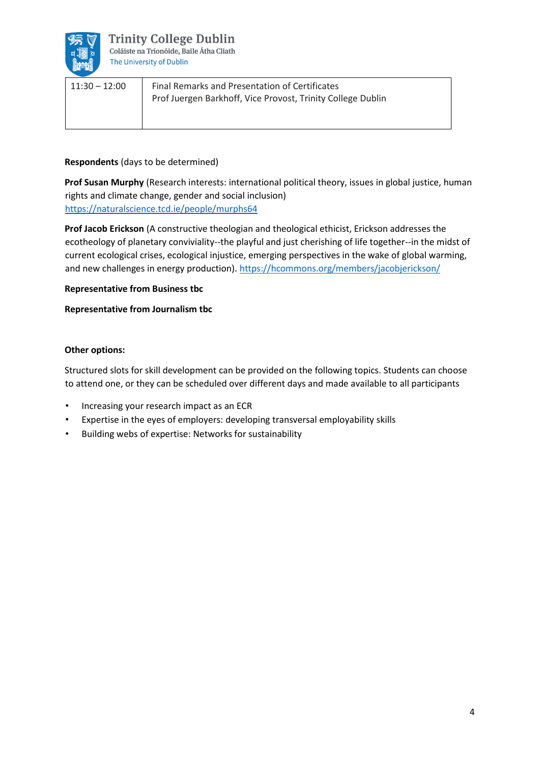| | |
|---|---|
| 11:30 – 12:00 | Final Remarks and Presentation of Certificates<br>Prof Juergen Barkhoff, Vice Provost, Trinity College Dublin |

**Respondents** (days to be determined)

**Prof Susan Murphy** (Research interests: international political theory, issues in global justice, human rights and climate change, gender and social inclusion) https://naturalscience.tcd.ie/people/murphs64

**Prof Jacob Erickson** (A constructive theologian and theological ethicist, Erickson addresses the ecotheology of planetary conviviality--the playful and just cherishing of life together--in the midst of current ecological crises, ecological injustice, emerging perspectives in the wake of global warming, and new challenges in energy production). https://hcommons.org/members/jacobjerickson/

**Representative from Business tbc**

**Representative from Journalism tbc**

**Other options:**

Structured slots for skill development can be provided on the following topics. Students can choose to attend one, or they can be scheduled over different days and made available to all participants

- Increasing your research impact as an ECR
- Expertise in the eyes of employers: developing transversal employability skills
- Building webs of expertise: Networks for sustainability